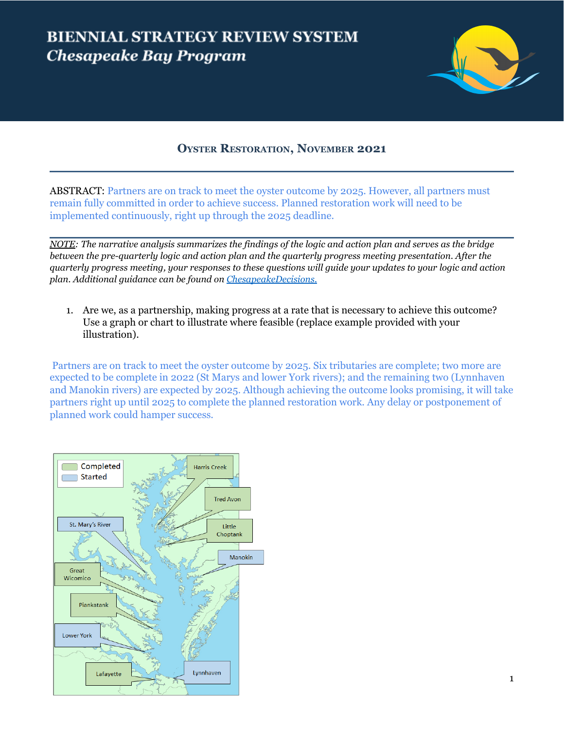# BIENNIAL STRATEGY REVIEW SYSTEM
*Chesapeake Bay Program*

## Oyster Restoration, November 2021

ABSTRACT: Partners are on track to meet the oyster outcome by 2025. However, all partners must remain fully committed in order to achieve success. Planned restoration work will need to be implemented continuously, right up through the 2025 deadline.

*NOTE: The narrative analysis summarizes the findings of the logic and action plan and serves as the bridge between the pre-quarterly logic and action plan and the quarterly progress meeting presentation. After the quarterly progress meeting, your responses to these questions will guide your updates to your logic and action plan. Additional guidance can be found on [ChesapeakeDecisions.](ChesapeakeDecisions)*

1. Are we, as a partnership, making progress at a rate that is necessary to achieve this outcome? Use a graph or chart to illustrate where feasible (replace example provided with your illustration).

Partners are on track to meet the oyster outcome by 2025. Six tributaries are complete; two more are expected to be complete in 2022 (St Marys and lower York rivers); and the remaining two (Lynnhaven and Manokin rivers) are expected by 2025. Although achieving the outcome looks promising, it will take partners right up until 2025 to complete the planned restoration work. Any delay or postponement of planned work could hamper success.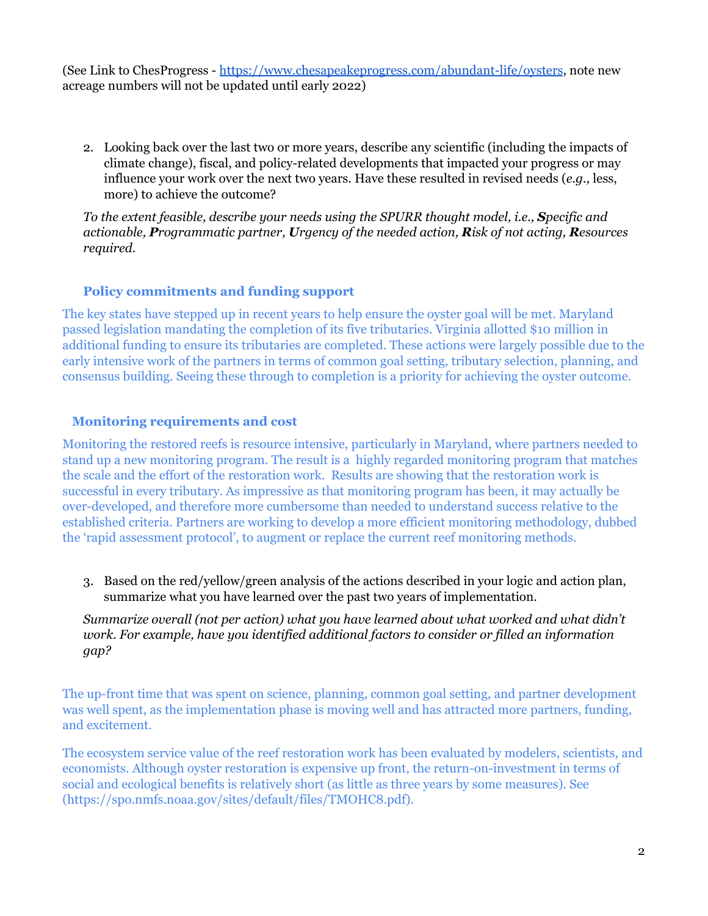(See Link to ChesProgress - https://www.chesapeakeprogress.com/abundant-life/oysters, note new acreage numbers will not be updated until early 2022)

2. Looking back over the last two or more years, describe any scientific (including the impacts of climate change), fiscal, and policy-related developments that impacted your progress or may influence your work over the next two years. Have these resulted in revised needs (*e.g.,* less, more) to achieve the outcome?

   *To the extent feasible, describe your needs using the SPURR thought model, i.e., **S**pecific and actionable, **P**rogrammatic partner, **U**rgency of the needed action, **R**isk of not acting, **R**esources required.*

### Policy commitments and funding support

The key states have stepped up in recent years to help ensure the oyster goal will be met. Maryland passed legislation mandating the completion of its five tributaries. Virginia allotted $10 million in additional funding to ensure its tributaries are completed. These actions were largely possible due to the early intensive work of the partners in terms of common goal setting, tributary selection, planning, and consensus building. Seeing these through to completion is a priority for achieving the oyster outcome.

### Monitoring requirements and cost

Monitoring the restored reefs is resource intensive, particularly in Maryland, where partners needed to stand up a new monitoring program. The result is a highly regarded monitoring program that matches the scale and the effort of the restoration work. Results are showing that the restoration work is successful in every tributary. As impressive as that monitoring program has been, it may actually be over-developed, and therefore more cumbersome than needed to understand success relative to the established criteria. Partners are working to develop a more efficient monitoring methodology, dubbed the 'rapid assessment protocol', to augment or replace the current reef monitoring methods.

3. Based on the red/yellow/green analysis of the actions described in your logic and action plan, summarize what you have learned over the past two years of implementation.

   *Summarize overall (not per action) what you have learned about what worked and what didn't work. For example, have you identified additional factors to consider or filled an information gap?*

The up-front time that was spent on science, planning, common goal setting, and partner development was well spent, as the implementation phase is moving well and has attracted more partners, funding, and excitement.

The ecosystem service value of the reef restoration work has been evaluated by modelers, scientists, and economists. Although oyster restoration is expensive up front, the return-on-investment in terms of social and ecological benefits is relatively short (as little as three years by some measures). See (https://spo.nmfs.noaa.gov/sites/default/files/TMOHC8.pdf).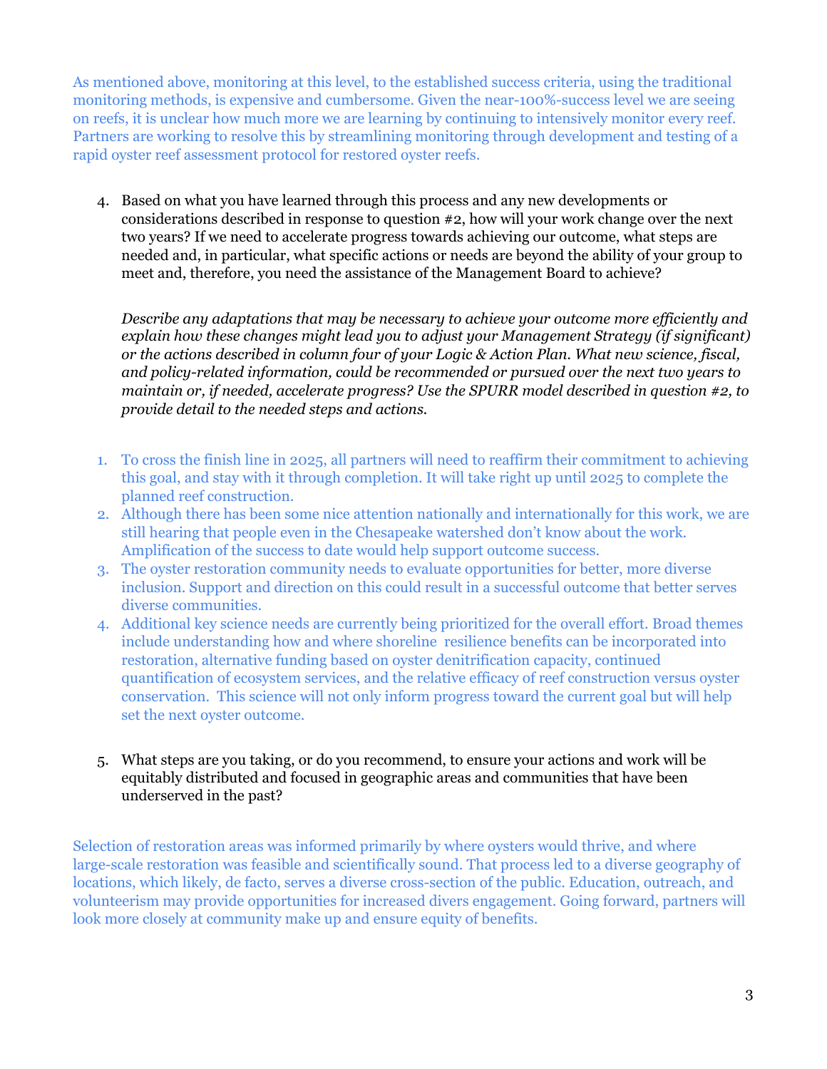As mentioned above, monitoring at this level, to the established success criteria, using the traditional monitoring methods, is expensive and cumbersome. Given the near-100%-success level we are seeing on reefs, it is unclear how much more we are learning by continuing to intensively monitor every reef. Partners are working to resolve this by streamlining monitoring through development and testing of a rapid oyster reef assessment protocol for restored oyster reefs.

4. Based on what you have learned through this process and any new developments or considerations described in response to question #2, how will your work change over the next two years? If we need to accelerate progress towards achieving our outcome, what steps are needed and, in particular, what specific actions or needs are beyond the ability of your group to meet and, therefore, you need the assistance of the Management Board to achieve?

   *Describe any adaptations that may be necessary to achieve your outcome more efficiently and explain how these changes might lead you to adjust your Management Strategy (if significant) or the actions described in column four of your Logic & Action Plan. What new science, fiscal, and policy-related information, could be recommended or pursued over the next two years to maintain or, if needed, accelerate progress? Use the SPURR model described in question #2, to provide detail to the needed steps and actions.*

1. To cross the finish line in 2025, all partners will need to reaffirm their commitment to achieving this goal, and stay with it through completion. It will take right up until 2025 to complete the planned reef construction.
2. Although there has been some nice attention nationally and internationally for this work, we are still hearing that people even in the Chesapeake watershed don't know about the work. Amplification of the success to date would help support outcome success.
3. The oyster restoration community needs to evaluate opportunities for better, more diverse inclusion. Support and direction on this could result in a successful outcome that better serves diverse communities.
4. Additional key science needs are currently being prioritized for the overall effort. Broad themes include understanding how and where shoreline resilience benefits can be incorporated into restoration, alternative funding based on oyster denitrification capacity, continued quantification of ecosystem services, and the relative efficacy of reef construction versus oyster conservation. This science will not only inform progress toward the current goal but will help set the next oyster outcome.

5. What steps are you taking, or do you recommend, to ensure your actions and work will be equitably distributed and focused in geographic areas and communities that have been underserved in the past?

Selection of restoration areas was informed primarily by where oysters would thrive, and where large-scale restoration was feasible and scientifically sound. That process led to a diverse geography of locations, which likely, de facto, serves a diverse cross-section of the public. Education, outreach, and volunteerism may provide opportunities for increased divers engagement. Going forward, partners will look more closely at community make up and ensure equity of benefits.